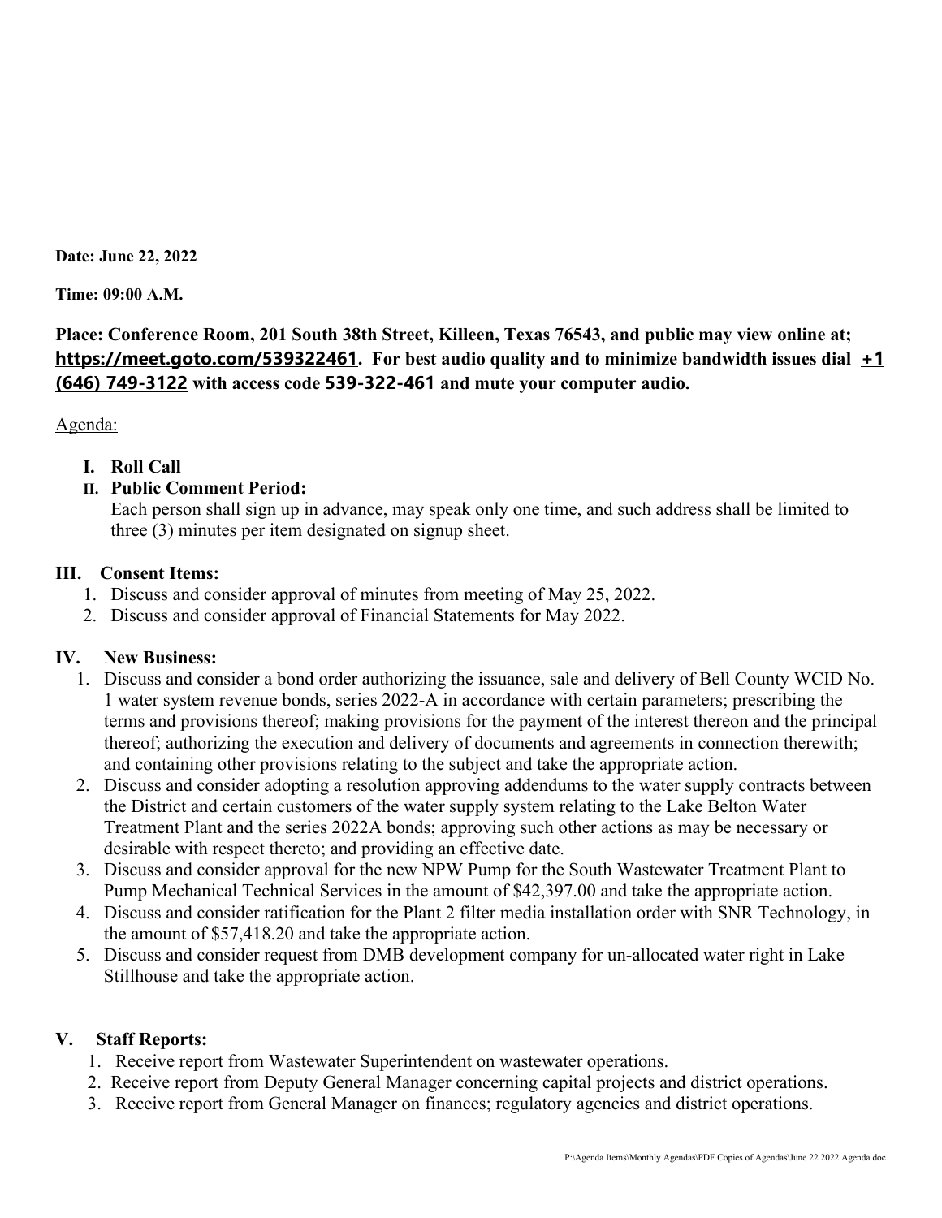**Date: June 22, 2022**

**Time: 09:00 A.M.**

**Place: Conference Room, 201 South 38th Street, Killeen, Texas 76543, and public may view online at; https://meet.goto.com/539322461. For best audio quality and to minimize bandwidth issues dial +1 (646) 749-3122 with access code 539-322-461 and mute your computer audio.**

Agenda:

- **I. Roll Call**
- **II. Public Comment Period:**
  Each person shall sign up in advance, may speak only one time, and such address shall be limited to three (3) minutes per item designated on signup sheet.

**III. Consent Items:**

1. Discuss and consider approval of minutes from meeting of May 25, 2022.
2. Discuss and consider approval of Financial Statements for May 2022.

**IV. New Business:**

1. Discuss and consider a bond order authorizing the issuance, sale and delivery of Bell County WCID No. 1 water system revenue bonds, series 2022-A in accordance with certain parameters; prescribing the terms and provisions thereof; making provisions for the payment of the interest thereon and the principal thereof; authorizing the execution and delivery of documents and agreements in connection therewith; and containing other provisions relating to the subject and take the appropriate action.
2. Discuss and consider adopting a resolution approving addendums to the water supply contracts between the District and certain customers of the water supply system relating to the Lake Belton Water Treatment Plant and the series 2022A bonds; approving such other actions as may be necessary or desirable with respect thereto; and providing an effective date.
3. Discuss and consider approval for the new NPW Pump for the South Wastewater Treatment Plant to Pump Mechanical Technical Services in the amount of $42,397.00 and take the appropriate action.
4. Discuss and consider ratification for the Plant 2 filter media installation order with SNR Technology, in the amount of $57,418.20 and take the appropriate action.
5. Discuss and consider request from DMB development company for un-allocated water right in Lake Stillhouse and take the appropriate action.

**V. Staff Reports:**

1. Receive report from Wastewater Superintendent on wastewater operations.
2. Receive report from Deputy General Manager concerning capital projects and district operations.
3. Receive report from General Manager on finances; regulatory agencies and district operations.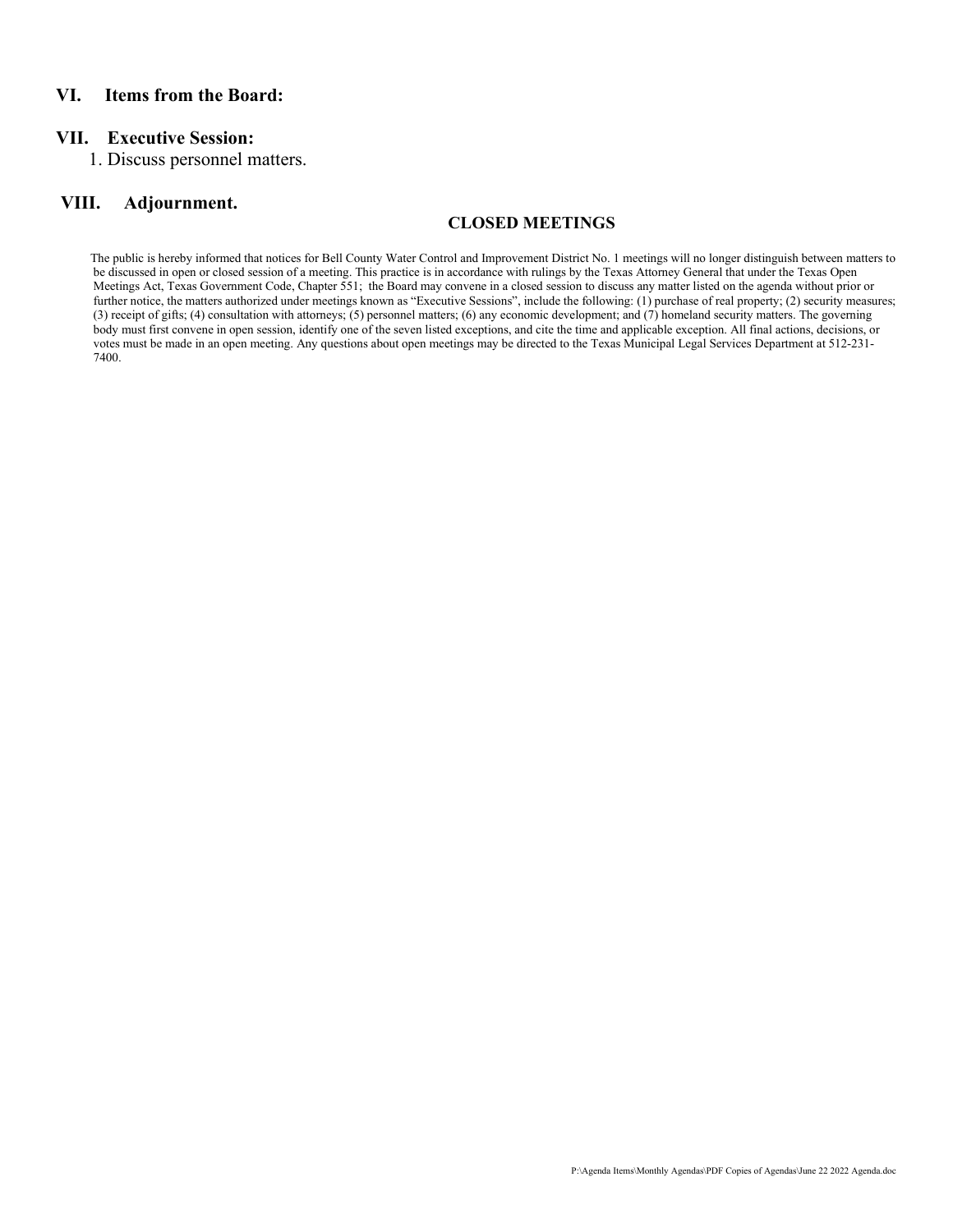## VI. Items from the Board:

## VII. Executive Session:

1. Discuss personnel matters.

## VIII. Adjournment.

### CLOSED MEETINGS

The public is hereby informed that notices for Bell County Water Control and Improvement District No. 1 meetings will no longer distinguish between matters to be discussed in open or closed session of a meeting. This practice is in accordance with rulings by the Texas Attorney General that under the Texas Open Meetings Act, Texas Government Code, Chapter 551; the Board may convene in a closed session to discuss any matter listed on the agenda without prior or further notice, the matters authorized under meetings known as "Executive Sessions", include the following: (1) purchase of real property; (2) security measures; (3) receipt of gifts; (4) consultation with attorneys; (5) personnel matters; (6) any economic development; and (7) homeland security matters. The governing body must first convene in open session, identify one of the seven listed exceptions, and cite the time and applicable exception. All final actions, decisions, or votes must be made in an open meeting. Any questions about open meetings may be directed to the Texas Municipal Legal Services Department at 512-231-7400.

P:\Agenda Items\Monthly Agendas\PDF Copies of Agendas\June 22 2022 Agenda.doc